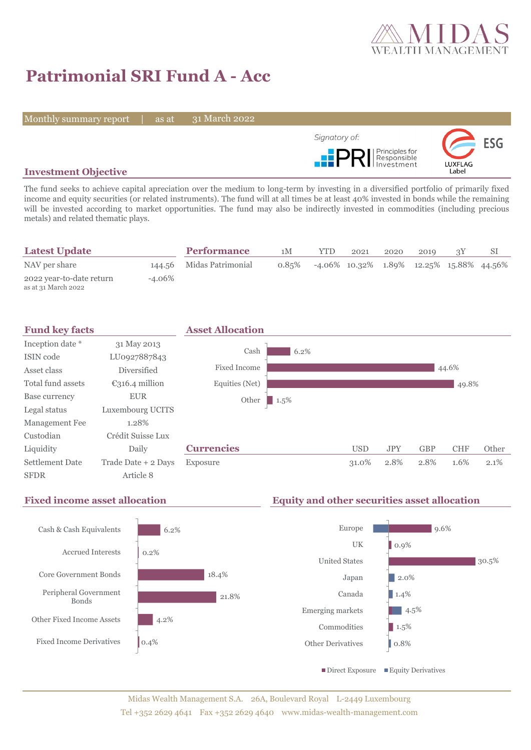# Patrimonial SRI Fund A - Acc

Monthly summary report | as at 31 March 2022

Signatory of: PRI Principles for Responsible Investment

ESG LUXFLAG Label

## Investment Objective

The fund seeks to achieve capital apreciation over the medium to long-term by investing in a diversified portfolio of primarily fixed income and equity securities (or related instruments). The fund will at all times be at least 40% invested in bonds while the remaining will be invested according to market opportunities. The fund may also be indirectly invested in commodities (including precious metals) and related thematic plays.

## Latest Update

| | |
|---|---|
| NAV per share | 144.56 |
| 2022 year-to-date return as at 31 March 2022 | -4.06% |

## Performance

| | 1M | YTD | 2021 | 2020 | 2019 | 3Y | SI |
|---|---|---|---|---|---|---|---|
| Midas Patrimonial | 0.85% | -4.06% | 10.32% | 1.89% | 12.25% | 15.88% | 44.56% |

## Fund key facts

| | |
|---|---|
| Inception date * | 31 May 2013 |
| ISIN code | LU0927887843 |
| Asset class | Diversified |
| Total fund assets | €316.4 million |
| Base currency | EUR |
| Legal status | Luxembourg UCITS |
| Management Fee | 1.28% |
| Custodian | Crédit Suisse Lux |
| Liquidity | Daily |
| Settlement Date | Trade Date + 2 Days |
| SFDR | Article 8 |

## Asset Allocation

| | |
|---|---|
| Cash | 6.2% |
| Fixed Income | 44.6% |
| Equities (Net) | 49.8% |
| Other | 1.5% |

## Currencies

| | USD | JPY | GBP | CHF | Other |
|---|---|---|---|---|---|
| Exposure | 31.0% | 2.8% | 2.8% | 1.6% | 2.1% |

## Fixed income asset allocation

| | |
|---|---|
| Cash & Cash Equivalents | 6.2% |
| Accrued Interests | 0.2% |
| Core Government Bonds | 18.4% |
| Peripheral Government Bonds | 21.8% |
| Other Fixed Income Assets | 4.2% |
| Fixed Income Derivatives | 0.4% |

## Equity and other securities asset allocation

| | |
|---|---|
| Europe | 9.6% |
| UK | 0.9% |
| United States | 30.5% |
| Japan | 2.0% |
| Canada | 1.4% |
| Emerging markets | 4.5% |
| Commodities | 1.5% |
| Other Derivatives | 0.8% |

■ Direct Exposure ■ Equity Derivatives

Midas Wealth Management S.A. 26A, Boulevard Royal L-2449 Luxembourg
Tel +352 2629 4641 Fax +352 2629 4640 www.midas-wealth-management.com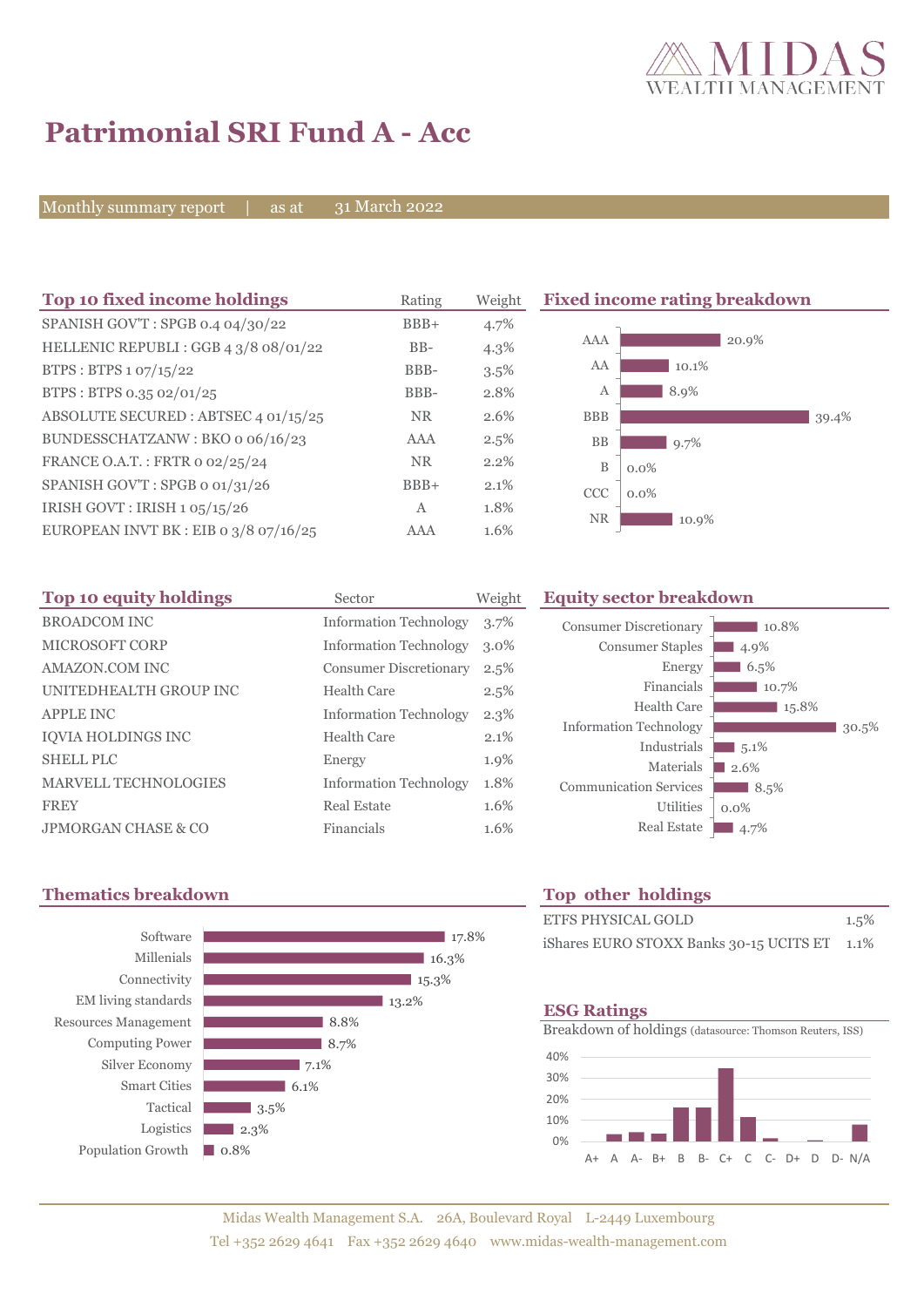# Patrimonial SRI Fund A - Acc

Monthly summary report | as at 31 March 2022

## Top 10 fixed income holdings

| Top 10 fixed income holdings | Rating | Weight |
|---|---|---|
| SPANISH GOV'T : SPGB 0.4 04/30/22 | BBB+ | 4.7% |
| HELLENIC REPUBLI : GGB 4 3/8 08/01/22 | BB- | 4.3% |
| BTPS : BTPS 1 07/15/22 | BBB- | 3.5% |
| BTPS : BTPS 0.35 02/01/25 | BBB- | 2.8% |
| ABSOLUTE SECURED : ABTSEC 4 01/15/25 | NR | 2.6% |
| BUNDESSCHATZANW : BKO 0 06/16/23 | AAA | 2.5% |
| FRANCE O.A.T. : FRTR 0 02/25/24 | NR | 2.2% |
| SPANISH GOV'T : SPGB 0 01/31/26 | BBB+ | 2.1% |
| IRISH GOVT : IRISH 1 05/15/26 | A | 1.8% |
| EUROPEAN INVT BK : EIB 0 3/8 07/16/25 | AAA | 1.6% |

## Fixed income rating breakdown

| Rating | Weight |
|---|---|
| AAA | 20.9% |
| AA | 10.1% |
| A | 8.9% |
| BBB | 39.4% |
| BB | 9.7% |
| B | 0.0% |
| CCC | 0.0% |
| NR | 10.9% |

## Top 10 equity holdings

| Top 10 equity holdings | Sector | Weight |
|---|---|---|
| BROADCOM INC | Information Technology | 3.7% |
| MICROSOFT CORP | Information Technology | 3.0% |
| AMAZON.COM INC | Consumer Discretionary | 2.5% |
| UNITEDHEALTH GROUP INC | Health Care | 2.5% |
| APPLE INC | Information Technology | 2.3% |
| IQVIA HOLDINGS INC | Health Care | 2.1% |
| SHELL PLC | Energy | 1.9% |
| MARVELL TECHNOLOGIES | Information Technology | 1.8% |
| FREY | Real Estate | 1.6% |
| JPMORGAN CHASE & CO | Financials | 1.6% |

## Equity sector breakdown

| Sector | Weight |
|---|---|
| Consumer Discretionary | 10.8% |
| Consumer Staples | 4.9% |
| Energy | 6.5% |
| Financials | 10.7% |
| Health Care | 15.8% |
| Information Technology | 30.5% |
| Industrials | 5.1% |
| Materials | 2.6% |
| Communication Services | 8.5% |
| Utilities | 0.0% |
| Real Estate | 4.7% |

## Thematics breakdown

| Theme | Weight |
|---|---|
| Software | 17.8% |
| Millenials | 16.3% |
| Connectivity | 15.3% |
| EM living standards | 13.2% |
| Resources Management | 8.8% |
| Computing Power | 8.7% |
| Silver Economy | 7.1% |
| Smart Cities | 6.1% |
| Tactical | 3.5% |
| Logistics | 2.3% |
| Population Growth | 0.8% |

## Top other holdings

| Holding | Weight |
|---|---|
| ETFS PHYSICAL GOLD | 1.5% |
| iShares EURO STOXX Banks 30-15 UCITS ET | 1.1% |

## ESG Ratings

Breakdown of holdings (datasource: Thomson Reuters, ISS)

Ratings: A+, A, A-, B+, B, B-, C+, C, C-, D+, D, D-, N/A (scale 0%–40%)

Midas Wealth Management S.A. 26A, Boulevard Royal L-2449 Luxembourg
Tel +352 2629 4641 Fax +352 2629 4640 www.midas-wealth-management.com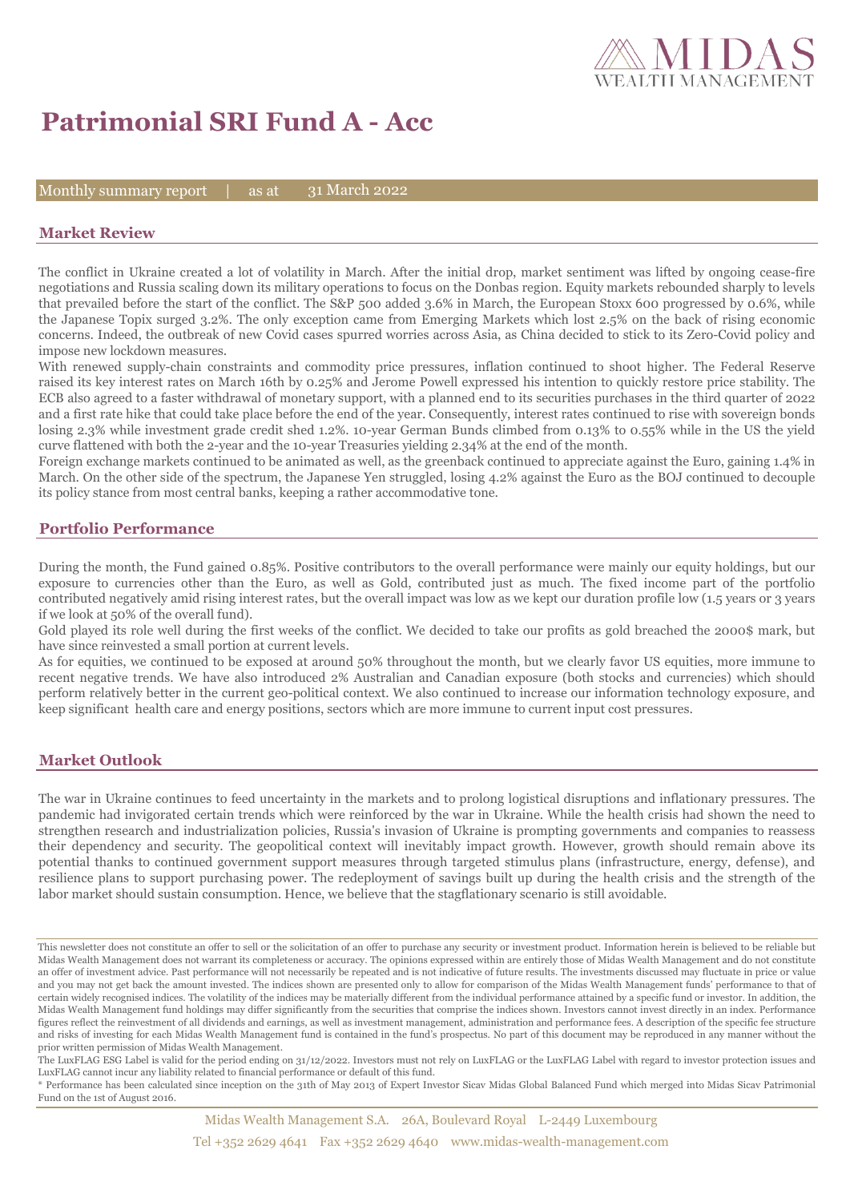# Patrimonial SRI Fund A - Acc

Monthly summary report | as at 31 March 2022

## Market Review

The conflict in Ukraine created a lot of volatility in March. After the initial drop, market sentiment was lifted by ongoing cease-fire negotiations and Russia scaling down its military operations to focus on the Donbas region. Equity markets rebounded sharply to levels that prevailed before the start of the conflict. The S&P 500 added 3.6% in March, the European Stoxx 600 progressed by 0.6%, while the Japanese Topix surged 3.2%. The only exception came from Emerging Markets which lost 2.5% on the back of rising economic concerns. Indeed, the outbreak of new Covid cases spurred worries across Asia, as China decided to stick to its Zero-Covid policy and impose new lockdown measures.
With renewed supply-chain constraints and commodity price pressures, inflation continued to shoot higher. The Federal Reserve raised its key interest rates on March 16th by 0.25% and Jerome Powell expressed his intention to quickly restore price stability. The ECB also agreed to a faster withdrawal of monetary support, with a planned end to its securities purchases in the third quarter of 2022 and a first rate hike that could take place before the end of the year. Consequently, interest rates continued to rise with sovereign bonds losing 2.3% while investment grade credit shed 1.2%. 10-year German Bunds climbed from 0.13% to 0.55% while in the US the yield curve flattened with both the 2-year and the 10-year Treasuries yielding 2.34% at the end of the month.
Foreign exchange markets continued to be animated as well, as the greenback continued to appreciate against the Euro, gaining 1.4% in March. On the other side of the spectrum, the Japanese Yen struggled, losing 4.2% against the Euro as the BOJ continued to decouple its policy stance from most central banks, keeping a rather accommodative tone.

## Portfolio Performance

During the month, the Fund gained 0.85%. Positive contributors to the overall performance were mainly our equity holdings, but our exposure to currencies other than the Euro, as well as Gold, contributed just as much. The fixed income part of the portfolio contributed negatively amid rising interest rates, but the overall impact was low as we kept our duration profile low (1.5 years or 3 years if we look at 50% of the overall fund).
Gold played its role well during the first weeks of the conflict. We decided to take our profits as gold breached the 2000$ mark, but have since reinvested a small portion at current levels.
As for equities, we continued to be exposed at around 50% throughout the month, but we clearly favor US equities, more immune to recent negative trends. We have also introduced 2% Australian and Canadian exposure (both stocks and currencies) which should perform relatively better in the current geo-political context. We also continued to increase our information technology exposure, and keep significant health care and energy positions, sectors which are more immune to current input cost pressures.

## Market Outlook

The war in Ukraine continues to feed uncertainty in the markets and to prolong logistical disruptions and inflationary pressures. The pandemic had invigorated certain trends which were reinforced by the war in Ukraine. While the health crisis had shown the need to strengthen research and industrialization policies, Russia's invasion of Ukraine is prompting governments and companies to reassess their dependency and security. The geopolitical context will inevitably impact growth. However, growth should remain above its potential thanks to continued government support measures through targeted stimulus plans (infrastructure, energy, defense), and resilience plans to support purchasing power. The redeployment of savings built up during the health crisis and the strength of the labor market should sustain consumption. Hence, we believe that the stagflationary scenario is still avoidable.

This newsletter does not constitute an offer to sell or the solicitation of an offer to purchase any security or investment product. Information herein is believed to be reliable but Midas Wealth Management does not warrant its completeness or accuracy. The opinions expressed within are entirely those of Midas Wealth Management and do not constitute an offer of investment advice. Past performance will not necessarily be repeated and is not indicative of future results. The investments discussed may fluctuate in price or value and you may not get back the amount invested. The indices shown are presented only to allow for comparison of the Midas Wealth Management funds' performance to that of certain widely recognised indices. The volatility of the indices may be materially different from the individual performance attained by a specific fund or investor. In addition, the Midas Wealth Management fund holdings may differ significantly from the securities that comprise the indices shown. Investors cannot invest directly in an index. Performance figures reflect the reinvestment of all dividends and earnings, as well as investment management, administration and performance fees. A description of the specific fee structure and risks of investing for each Midas Wealth Management fund is contained in the fund's prospectus. No part of this document may be reproduced in any manner without the prior written permission of Midas Wealth Management.
The LuxFLAG ESG Label is valid for the period ending on 31/12/2022. Investors must not rely on LuxFLAG or the LuxFLAG Label with regard to investor protection issues and LuxFLAG cannot incur any liability related to financial performance or default of this fund.
* Performance has been calculated since inception on the 31th of May 2013 of Expert Investor Sicav Midas Global Balanced Fund which merged into Midas Sicav Patrimonial Fund on the 1st of August 2016.

Midas Wealth Management S.A. 26A, Boulevard Royal L-2449 Luxembourg
Tel +352 2629 4641 Fax +352 2629 4640 www.midas-wealth-management.com